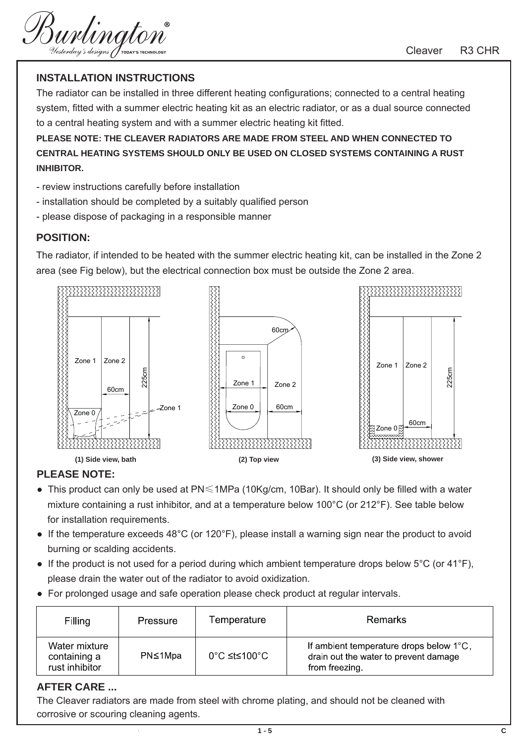Cleaver R3 CHR

## INSTALLATION INSTRUCTIONS

The radiator can be installed in three different heating configurations; connected to a central heating system, fitted with a summer electric heating kit as an electric radiator, or as a dual source connected to a central heating system and with a summer electric heating kit fitted.

**PLEASE NOTE: THE CLEAVER RADIATORS ARE MADE FROM STEEL AND WHEN CONNECTED TO CENTRAL HEATING SYSTEMS SHOULD ONLY BE USED ON CLOSED SYSTEMS CONTAINING A RUST INHIBITOR.**

- review instructions carefully before installation
- installation should be completed by a suitably qualified person
- please dispose of packaging in a responsible manner

## POSITION:

The radiator, if intended to be heated with the summer electric heating kit, can be installed in the Zone 2 area (see Fig below), but the electrical connection box must be outside the Zone 2 area.

Zone 1 Zone 2 60cm 225cm Zone 0 Zone 1

**(1) Side view, bath**

60cm Zone 1 Zone 2 Zone 0 60cm

**(2) Top view**

Zone 1 Zone 2 225cm 60cm Zone 0

**(3) Side view, shower**

## PLEASE NOTE:

- This product can only be used at PN≤1MPa (10Kg/cm, 10Bar). It should only be filled with a water mixture containing a rust inhibitor, and at a temperature below 100°C (or 212°F). See table below for installation requirements.
- If the temperature exceeds 48°C (or 120°F), please install a warning sign near the product to avoid burning or scalding accidents.
- If the product is not used for a period during which ambient temperature drops below 5°C (or 41°F), please drain the water out of the radiator to avoid oxidization.
- For prolonged usage and safe operation please check product at regular intervals.

| Filling | Pressure | Temperature | Remarks |
|---|---|---|---|
| Water mixture containing a rust inhibitor | PN≤1Mpa | 0°C ≤t≤100°C | If ambient temperature drops below 1°C, drain out the water to prevent damage from freezing. |

## AFTER CARE ...

The Cleaver radiators are made from steel with chrome plating, and should not be cleaned with corrosive or scouring cleaning agents.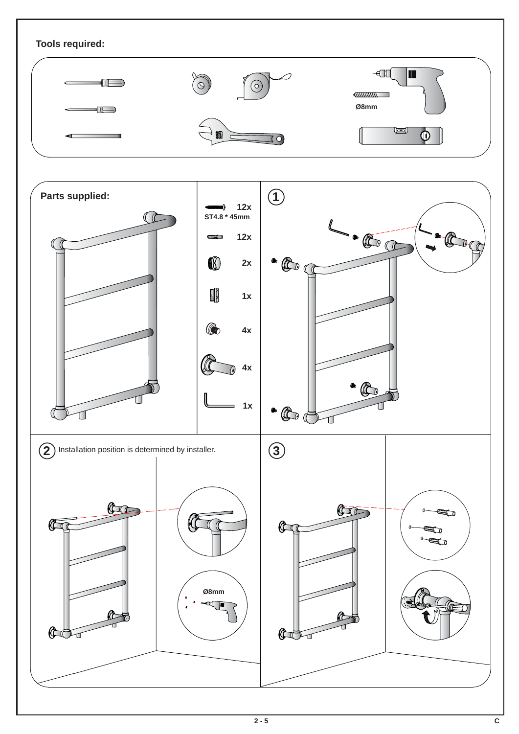**Tools required:**

Ø8mm

**Parts supplied:**

| Part | Qty |
|---|---|
| ST4.8 * 45mm | 12x |
| | 12x |
| | 2x |
| | 1x |
| | 4x |
| | 4x |
| | 1x |

**1**

**2** Installation position is determined by installer.

Ø8mm

**3**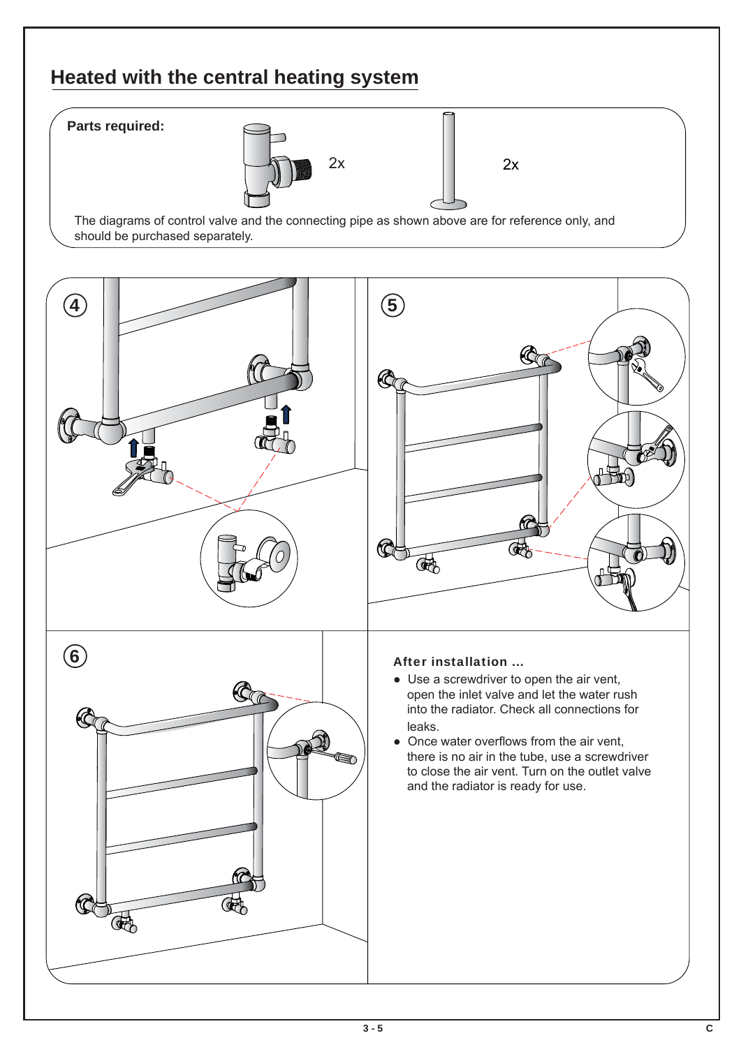## Heated with the central heating system

**Parts required:**

2x

2x

The diagrams of control valve and the connecting pipe as shown above are for reference only, and should be purchased separately.

4

5

6

**After installation ...**

- Use a screwdriver to open the air vent, open the inlet valve and let the water rush into the radiator. Check all connections for leaks.
- Once water overflows from the air vent, there is no air in the tube, use a screwdriver to close the air vent. Turn on the outlet valve and the radiator is ready for use.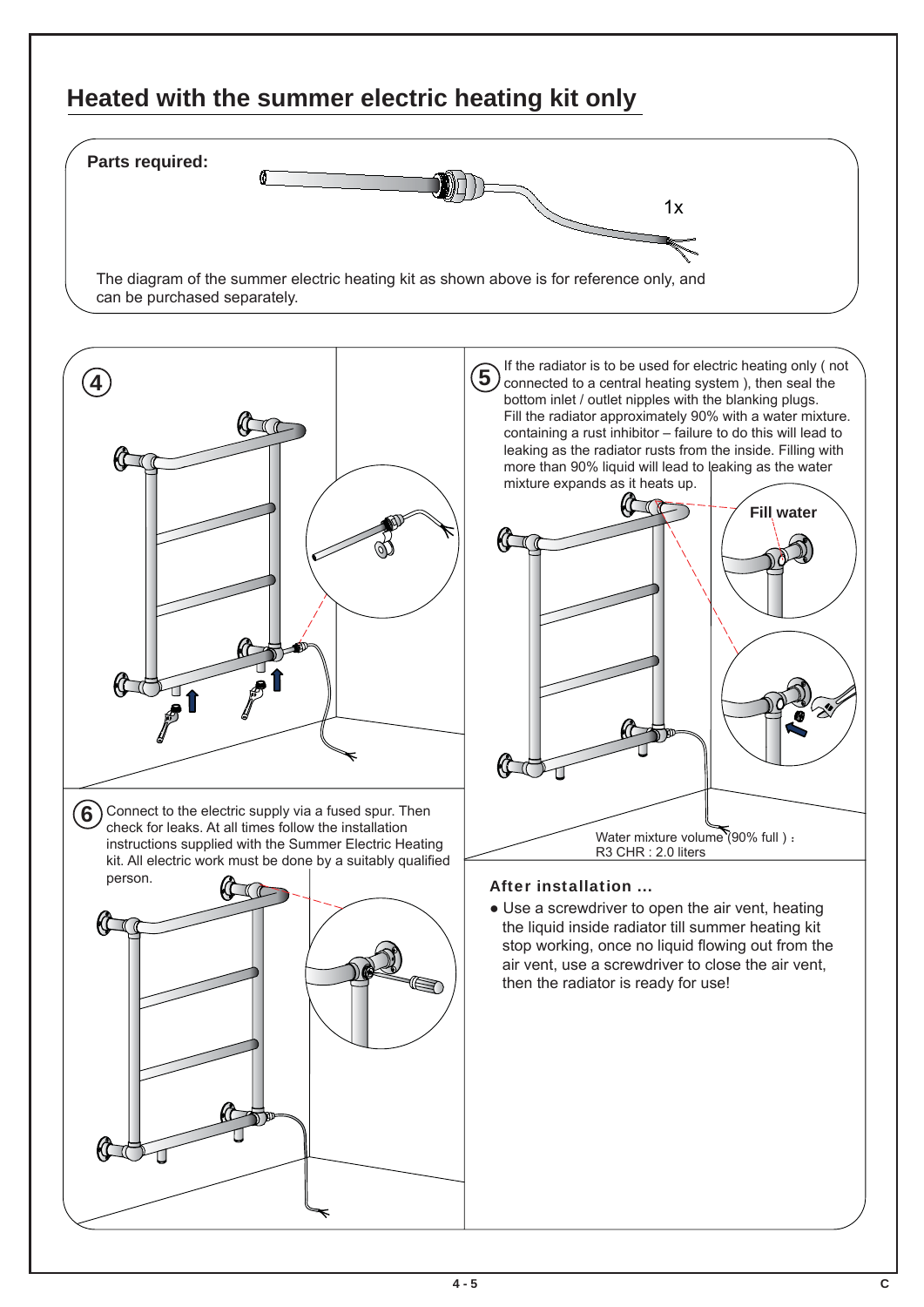# Heated with the summer electric heating kit only

**Parts required:**

1x

The diagram of the summer electric heating kit as shown above is for reference only, and can be purchased separately.

**4**

**5** If the radiator is to be used for electric heating only ( not connected to a central heating system ), then seal the bottom inlet / outlet nipples with the blanking plugs. Fill the radiator approximately 90% with a water mixture. containing a rust inhibitor – failure to do this will lead to leaking as the radiator rusts from the inside. Filling with more than 90% liquid will lead to leaking as the water mixture expands as it heats up.

**Fill water**

Water mixture volume (90% full )：
R3 CHR : 2.0 liters

**6** Connect to the electric supply via a fused spur. Then check for leaks. At all times follow the installation instructions supplied with the Summer Electric Heating kit. All electric work must be done by a suitably qualified person.

### After installation ...

- Use a screwdriver to open the air vent, heating the liquid inside radiator till summer heating kit stop working, once no liquid flowing out from the air vent, use a screwdriver to close the air vent, then the radiator is ready for use!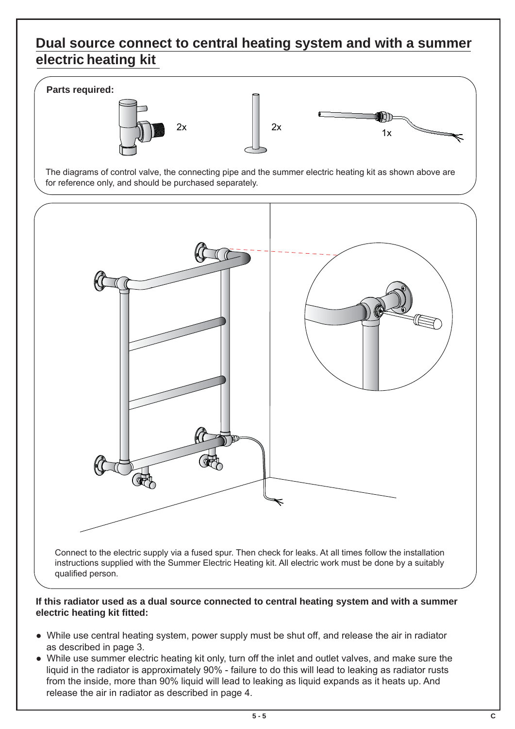# Dual source connect to central heating system and with a summer electric heating kit

**Parts required:**

2x

2x

1x

The diagrams of control valve, the connecting pipe and the summer electric heating kit as shown above are for reference only, and should be purchased separately.

Connect to the electric supply via a fused spur. Then check for leaks. At all times follow the installation instructions supplied with the Summer Electric Heating kit. All electric work must be done by a suitably qualified person.

**If this radiator used as a dual source connected to central heating system and with a summer electric heating kit fitted:**

- While use central heating system, power supply must be shut off, and release the air in radiator as described in page 3.
- While use summer electric heating kit only, turn off the inlet and outlet valves, and make sure the liquid in the radiator is approximately 90% - failure to do this will lead to leaking as radiator rusts from the inside, more than 90% liquid will lead to leaking as liquid expands as it heats up. And release the air in radiator as described in page 4.